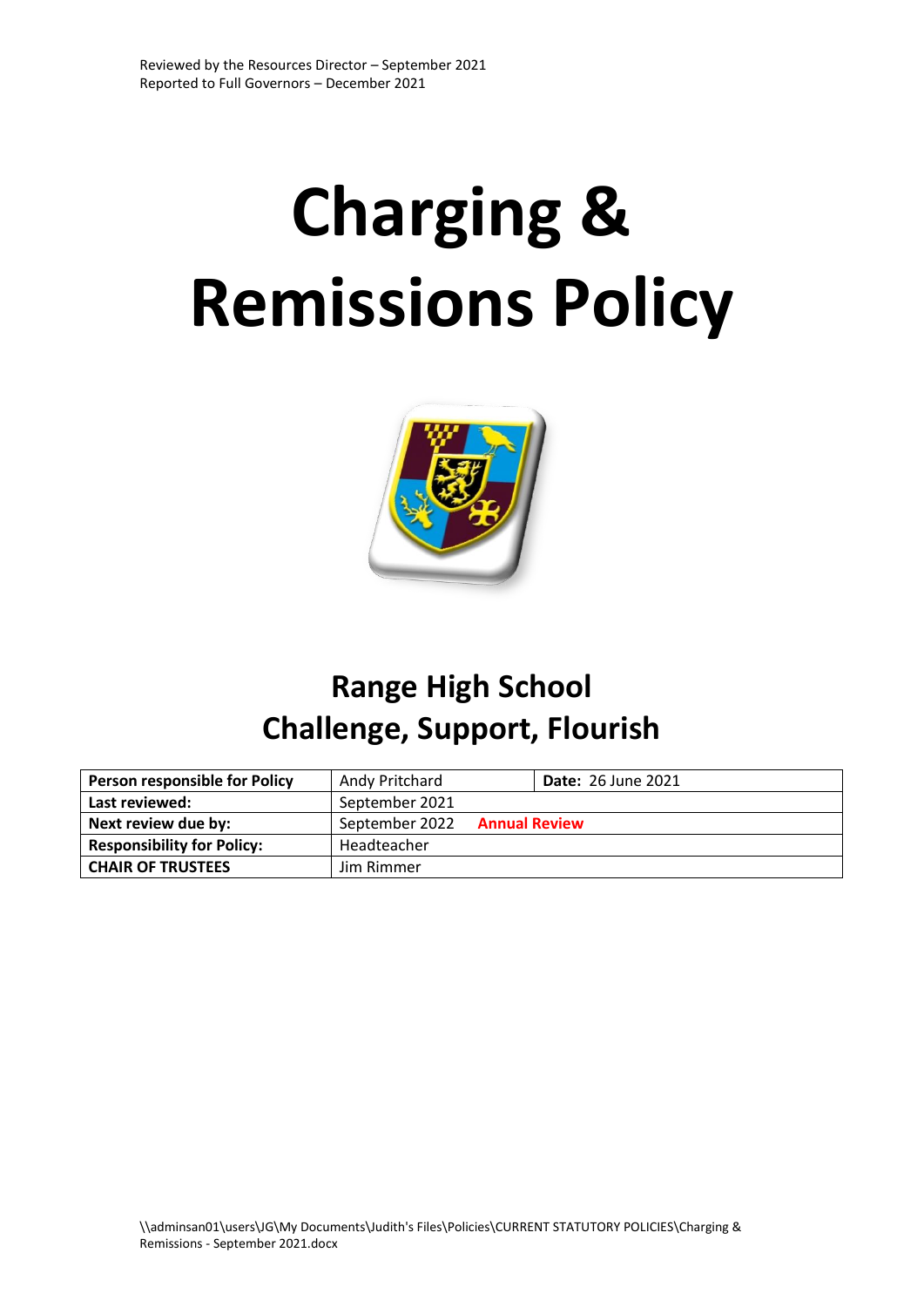Reviewed by the Resources Director – September 2021
Reported to Full Governors – December 2021

# Charging & Remissions Policy

## Range High School
## Challenge, Support, Flourish

| **Person responsible for Policy** | Andy Pritchard | **Date:** 26 June 2021 |
|---|---|---|
| **Last reviewed:** | September 2021 | |
| **Next review due by:** | September 2022 **Annual Review** | |
| **Responsibility for Policy:** | Headteacher | |
| **CHAIR OF TRUSTEES** | Jim Rimmer | |

\\adminsan01\users\JG\My Documents\Judith's Files\Policies\CURRENT STATUTORY POLICIES\Charging & Remissions - September 2021.docx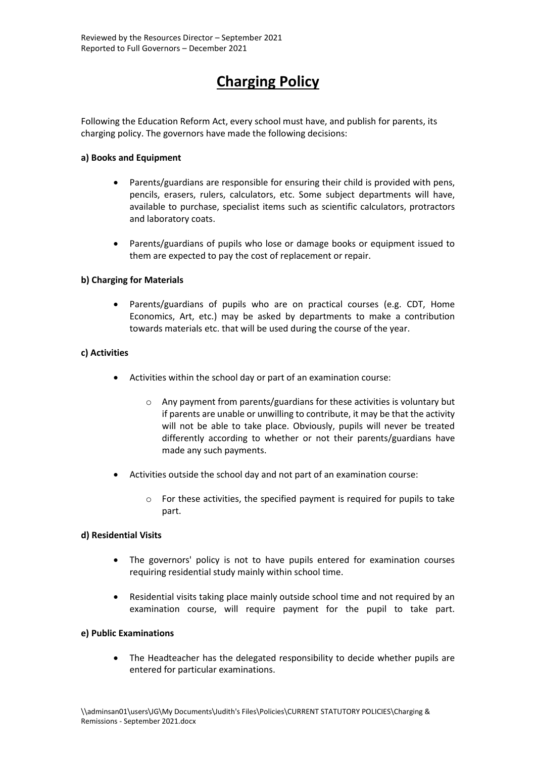Reviewed by the Resources Director – September 2021
Reported to Full Governors – December 2021

# Charging Policy

Following the Education Reform Act, every school must have, and publish for parents, its charging policy. The governors have made the following decisions:

**a) Books and Equipment**

- Parents/guardians are responsible for ensuring their child is provided with pens, pencils, erasers, rulers, calculators, etc. Some subject departments will have, available to purchase, specialist items such as scientific calculators, protractors and laboratory coats.
- Parents/guardians of pupils who lose or damage books or equipment issued to them are expected to pay the cost of replacement or repair.

**b) Charging for Materials**

- Parents/guardians of pupils who are on practical courses (e.g. CDT, Home Economics, Art, etc.) may be asked by departments to make a contribution towards materials etc. that will be used during the course of the year.

**c) Activities**

- Activities within the school day or part of an examination course:
  - Any payment from parents/guardians for these activities is voluntary but if parents are unable or unwilling to contribute, it may be that the activity will not be able to take place. Obviously, pupils will never be treated differently according to whether or not their parents/guardians have made any such payments.
- Activities outside the school day and not part of an examination course:
  - For these activities, the specified payment is required for pupils to take part.

**d) Residential Visits**

- The governors' policy is not to have pupils entered for examination courses requiring residential study mainly within school time.
- Residential visits taking place mainly outside school time and not required by an examination course, will require payment for the pupil to take part.

**e) Public Examinations**

- The Headteacher has the delegated responsibility to decide whether pupils are entered for particular examinations.

\\adminsan01\users\JG\My Documents\Judith's Files\Policies\CURRENT STATUTORY POLICIES\Charging & Remissions - September 2021.docx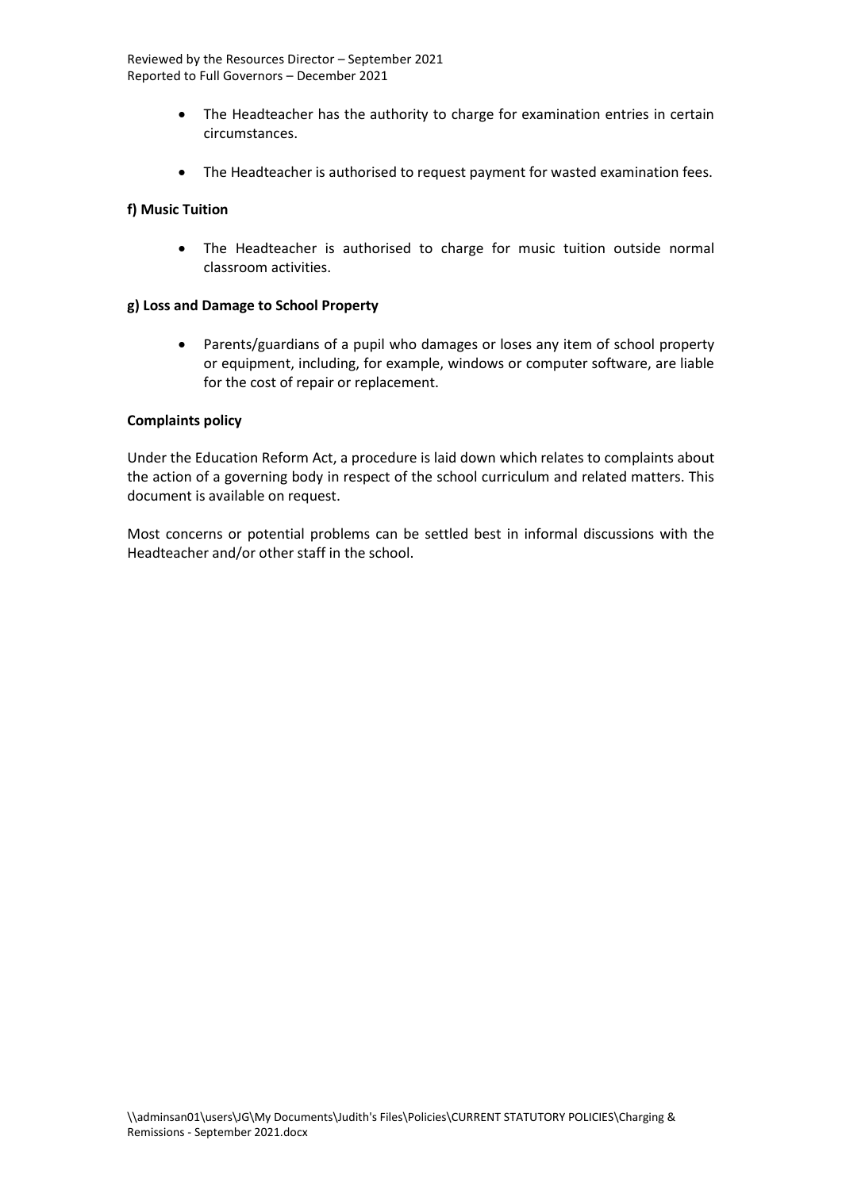- The Headteacher has the authority to charge for examination entries in certain circumstances.
- The Headteacher is authorised to request payment for wasted examination fees.

**f) Music Tuition**

- The Headteacher is authorised to charge for music tuition outside normal classroom activities.

**g) Loss and Damage to School Property**

- Parents/guardians of a pupil who damages or loses any item of school property or equipment, including, for example, windows or computer software, are liable for the cost of repair or replacement.

**Complaints policy**

Under the Education Reform Act, a procedure is laid down which relates to complaints about the action of a governing body in respect of the school curriculum and related matters. This document is available on request.

Most concerns or potential problems can be settled best in informal discussions with the Headteacher and/or other staff in the school.